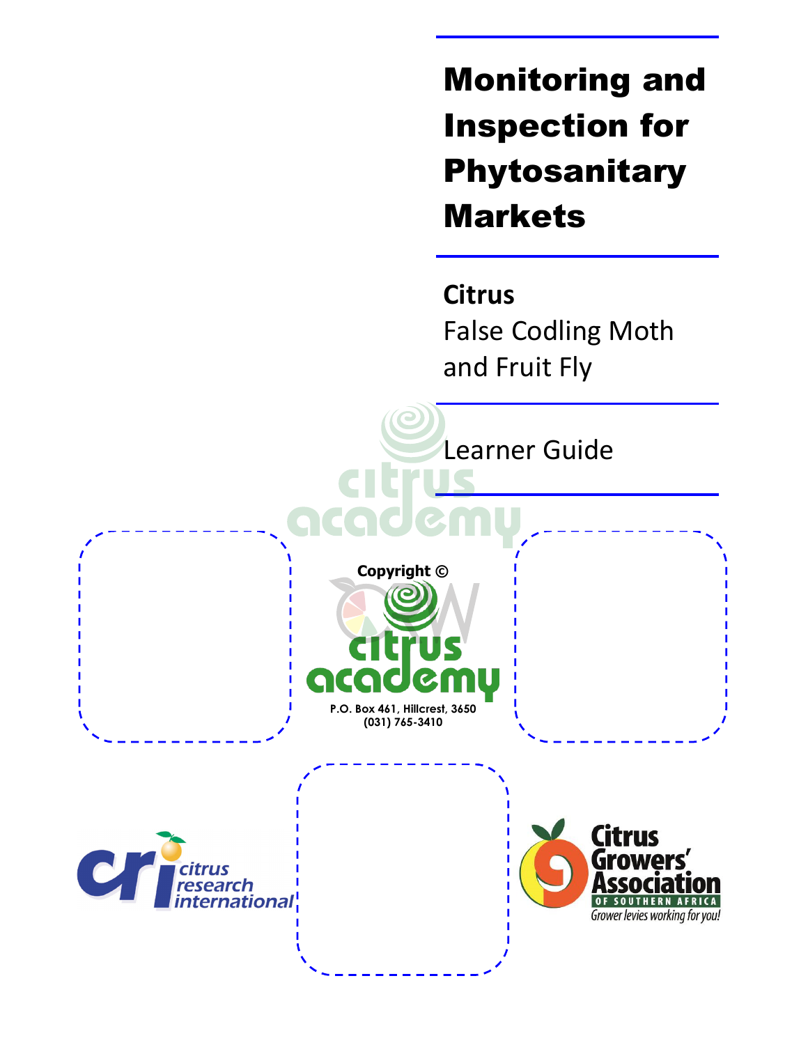# Monitoring and Inspection for Phytosanitary Markets

**Citrus**

False Codling Moth and Fruit Fly

Learner Guide

**Copyright ©**

citrus academy

P.O. Box 461, Hillcrest, 3650
(031) 765-3410

cri citrus research international

Citrus Growers' Association OF SOUTHERN AFRICA

Grower levies working for you!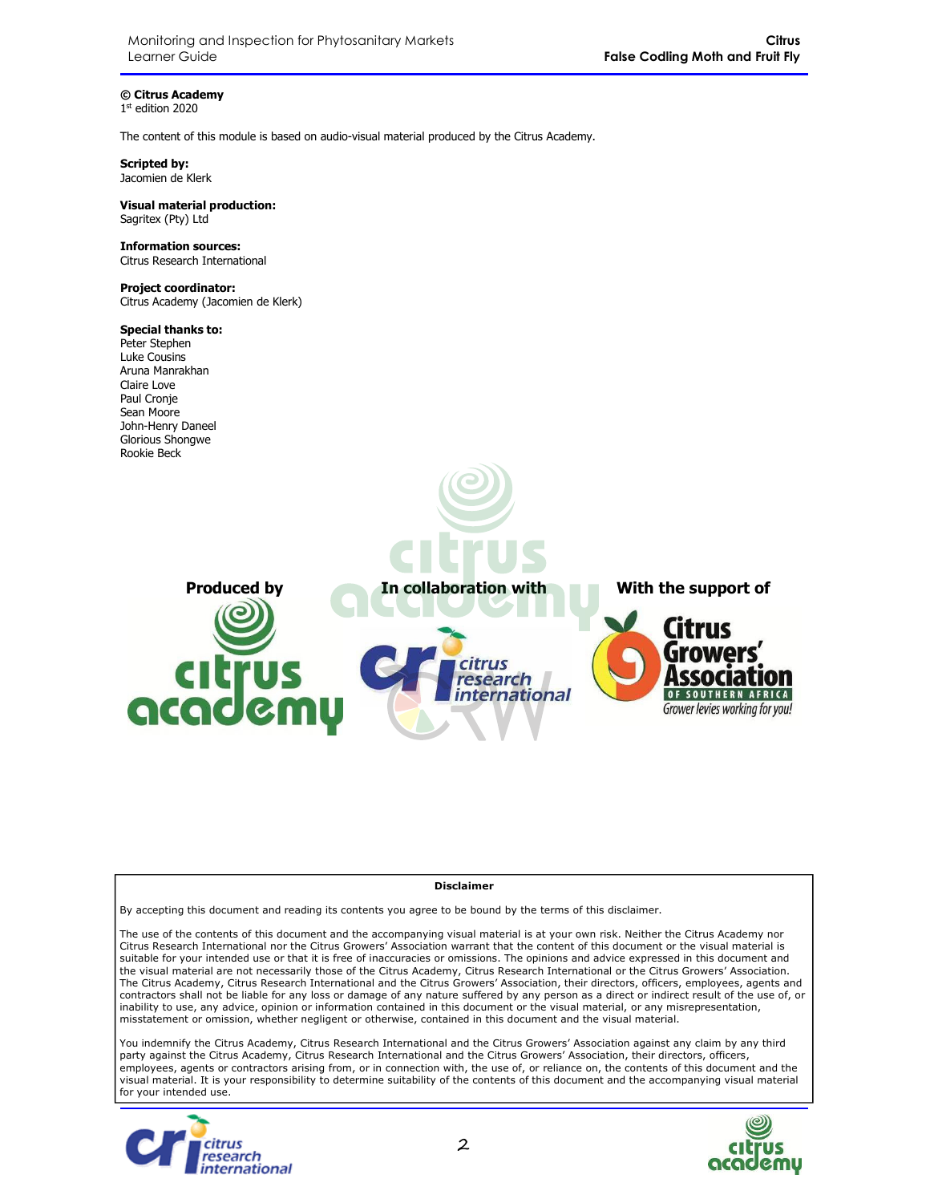**© Citrus Academy**
1st edition 2020

The content of this module is based on audio-visual material produced by the Citrus Academy.

**Scripted by:**
Jacomien de Klerk

**Visual material production:**
Sagritex (Pty) Ltd

**Information sources:**
Citrus Research International

**Project coordinator:**
Citrus Academy (Jacomien de Klerk)

**Special thanks to:**
Peter Stephen
Luke Cousins
Aruna Manrakhan
Claire Love
Paul Cronje
Sean Moore
John-Henry Daneel
Glorious Shongwe
Rookie Beck

**Produced by** **In collaboration with** **With the support of**

**Disclaimer**

By accepting this document and reading its contents you agree to be bound by the terms of this disclaimer.

The use of the contents of this document and the accompanying visual material is at your own risk. Neither the Citrus Academy nor Citrus Research International nor the Citrus Growers' Association warrant that the content of this document or the visual material is suitable for your intended use or that it is free of inaccuracies or omissions. The opinions and advice expressed in this document and the visual material are not necessarily those of the Citrus Academy, Citrus Research International or the Citrus Growers' Association. The Citrus Academy, Citrus Research International and the Citrus Growers' Association, their directors, officers, employees, agents and contractors shall not be liable for any loss or damage of any nature suffered by any person as a direct or indirect result of the use of, or inability to use, any advice, opinion or information contained in this document or the visual material, or any misrepresentation, misstatement or omission, whether negligent or otherwise, contained in this document and the visual material.

You indemnify the Citrus Academy, Citrus Research International and the Citrus Growers' Association against any claim by any third party against the Citrus Academy, Citrus Research International and the Citrus Growers' Association, their directors, officers, employees, agents or contractors arising from, or in connection with, the use of, or reliance on, the contents of this document and the visual material. It is your responsibility to determine suitability of the contents of this document and the accompanying visual material for your intended use.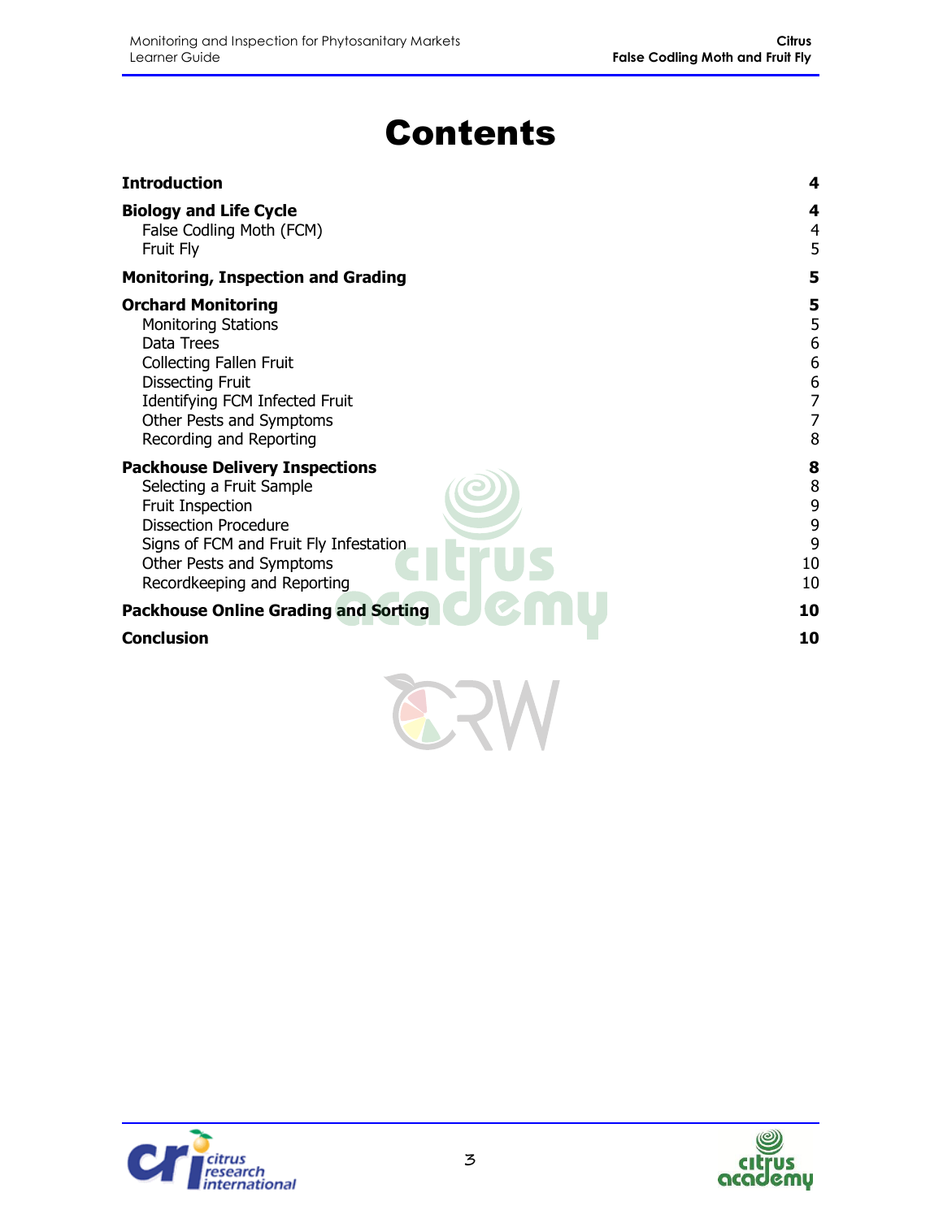# Contents

| | |
|---|---|
| **Introduction** | **4** |
| **Biology and Life Cycle** | **4** |
| False Codling Moth (FCM) | 4 |
| Fruit Fly | 5 |
| **Monitoring, Inspection and Grading** | **5** |
| **Orchard Monitoring** | **5** |
| Monitoring Stations | 5 |
| Data Trees | 6 |
| Collecting Fallen Fruit | 6 |
| Dissecting Fruit | 6 |
| Identifying FCM Infected Fruit | 7 |
| Other Pests and Symptoms | 7 |
| Recording and Reporting | 8 |
| **Packhouse Delivery Inspections** | **8** |
| Selecting a Fruit Sample | 8 |
| Fruit Inspection | 9 |
| Dissection Procedure | 9 |
| Signs of FCM and Fruit Fly Infestation | 9 |
| Other Pests and Symptoms | 10 |
| Recordkeeping and Reporting | 10 |
| **Packhouse Online Grading and Sorting** | **10** |
| **Conclusion** | **10** |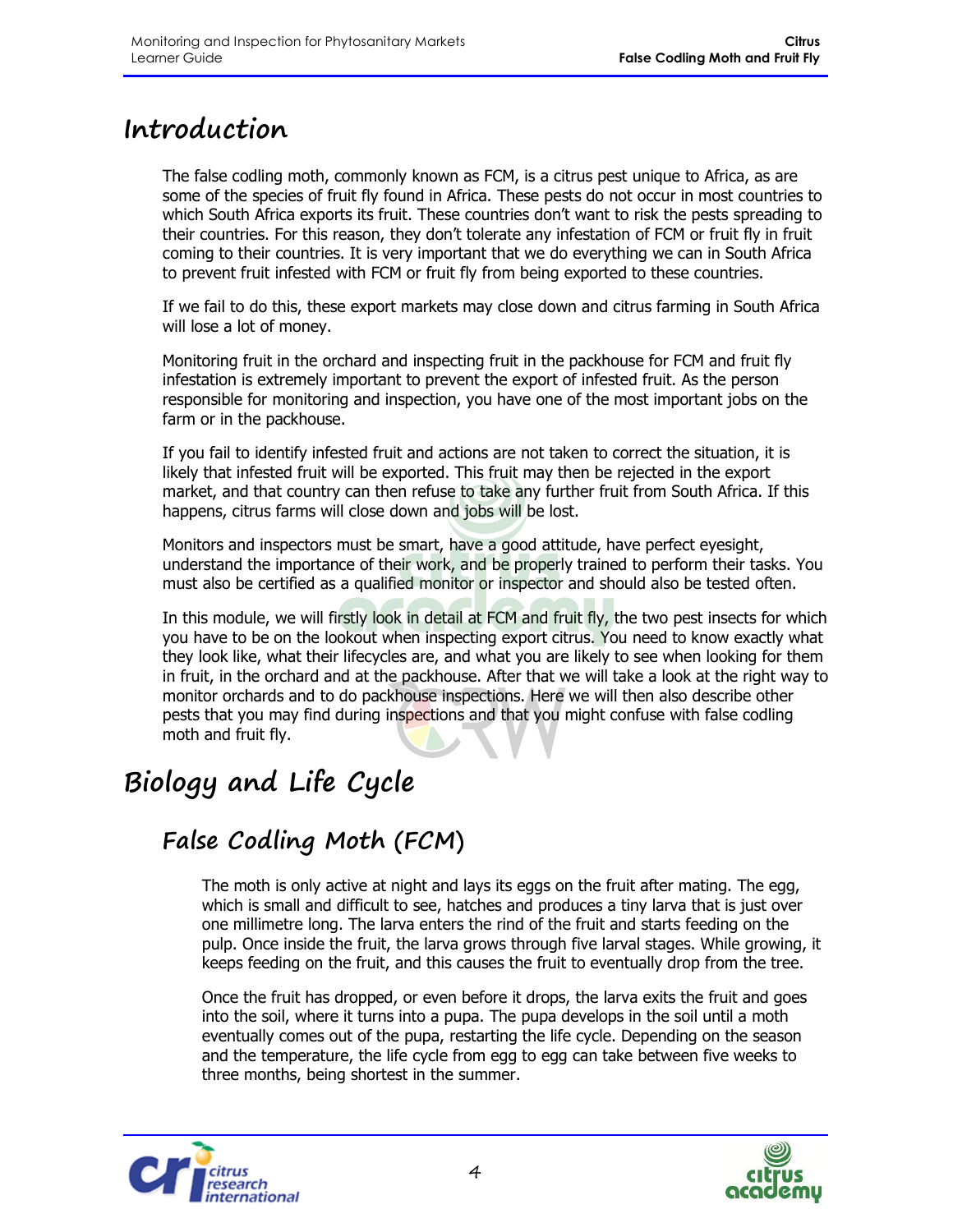# Introduction

The false codling moth, commonly known as FCM, is a citrus pest unique to Africa, as are some of the species of fruit fly found in Africa. These pests do not occur in most countries to which South Africa exports its fruit. These countries don't want to risk the pests spreading to their countries. For this reason, they don't tolerate any infestation of FCM or fruit fly in fruit coming to their countries. It is very important that we do everything we can in South Africa to prevent fruit infested with FCM or fruit fly from being exported to these countries.

If we fail to do this, these export markets may close down and citrus farming in South Africa will lose a lot of money.

Monitoring fruit in the orchard and inspecting fruit in the packhouse for FCM and fruit fly infestation is extremely important to prevent the export of infested fruit. As the person responsible for monitoring and inspection, you have one of the most important jobs on the farm or in the packhouse.

If you fail to identify infested fruit and actions are not taken to correct the situation, it is likely that infested fruit will be exported. This fruit may then be rejected in the export market, and that country can then refuse to take any further fruit from South Africa. If this happens, citrus farms will close down and jobs will be lost.

Monitors and inspectors must be smart, have a good attitude, have perfect eyesight, understand the importance of their work, and be properly trained to perform their tasks. You must also be certified as a qualified monitor or inspector and should also be tested often.

In this module, we will firstly look in detail at FCM and fruit fly, the two pest insects for which you have to be on the lookout when inspecting export citrus. You need to know exactly what they look like, what their lifecycles are, and what you are likely to see when looking for them in fruit, in the orchard and at the packhouse. After that we will take a look at the right way to monitor orchards and to do packhouse inspections. Here we will then also describe other pests that you may find during inspections and that you might confuse with false codling moth and fruit fly.

# Biology and Life Cycle

## False Codling Moth (FCM)

The moth is only active at night and lays its eggs on the fruit after mating. The egg, which is small and difficult to see, hatches and produces a tiny larva that is just over one millimetre long. The larva enters the rind of the fruit and starts feeding on the pulp. Once inside the fruit, the larva grows through five larval stages. While growing, it keeps feeding on the fruit, and this causes the fruit to eventually drop from the tree.

Once the fruit has dropped, or even before it drops, the larva exits the fruit and goes into the soil, where it turns into a pupa. The pupa develops in the soil until a moth eventually comes out of the pupa, restarting the life cycle. Depending on the season and the temperature, the life cycle from egg to egg can take between five weeks to three months, being shortest in the summer.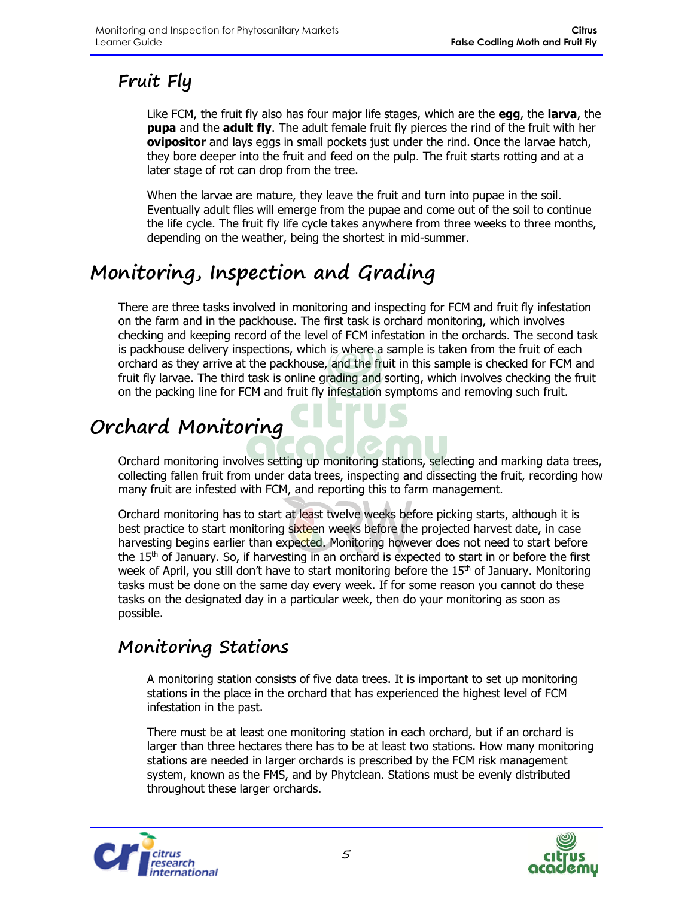## Fruit Fly

Like FCM, the fruit fly also has four major life stages, which are the **egg**, the **larva**, the **pupa** and the **adult fly**. The adult female fruit fly pierces the rind of the fruit with her **ovipositor** and lays eggs in small pockets just under the rind. Once the larvae hatch, they bore deeper into the fruit and feed on the pulp. The fruit starts rotting and at a later stage of rot can drop from the tree.

When the larvae are mature, they leave the fruit and turn into pupae in the soil. Eventually adult flies will emerge from the pupae and come out of the soil to continue the life cycle. The fruit fly life cycle takes anywhere from three weeks to three months, depending on the weather, being the shortest in mid-summer.

# Monitoring, Inspection and Grading

There are three tasks involved in monitoring and inspecting for FCM and fruit fly infestation on the farm and in the packhouse. The first task is orchard monitoring, which involves checking and keeping record of the level of FCM infestation in the orchards. The second task is packhouse delivery inspections, which is where a sample is taken from the fruit of each orchard as they arrive at the packhouse, and the fruit in this sample is checked for FCM and fruit fly larvae. The third task is online grading and sorting, which involves checking the fruit on the packing line for FCM and fruit fly infestation symptoms and removing such fruit.

# Orchard Monitoring

Orchard monitoring involves setting up monitoring stations, selecting and marking data trees, collecting fallen fruit from under data trees, inspecting and dissecting the fruit, recording how many fruit are infested with FCM, and reporting this to farm management.

Orchard monitoring has to start at least twelve weeks before picking starts, although it is best practice to start monitoring sixteen weeks before the projected harvest date, in case harvesting begins earlier than expected. Monitoring however does not need to start before the 15th of January. So, if harvesting in an orchard is expected to start in or before the first week of April, you still don't have to start monitoring before the 15th of January. Monitoring tasks must be done on the same day every week. If for some reason you cannot do these tasks on the designated day in a particular week, then do your monitoring as soon as possible.

## Monitoring Stations

A monitoring station consists of five data trees. It is important to set up monitoring stations in the place in the orchard that has experienced the highest level of FCM infestation in the past.

There must be at least one monitoring station in each orchard, but if an orchard is larger than three hectares there has to be at least two stations. How many monitoring stations are needed in larger orchards is prescribed by the FCM risk management system, known as the FMS, and by Phytclean. Stations must be evenly distributed throughout these larger orchards.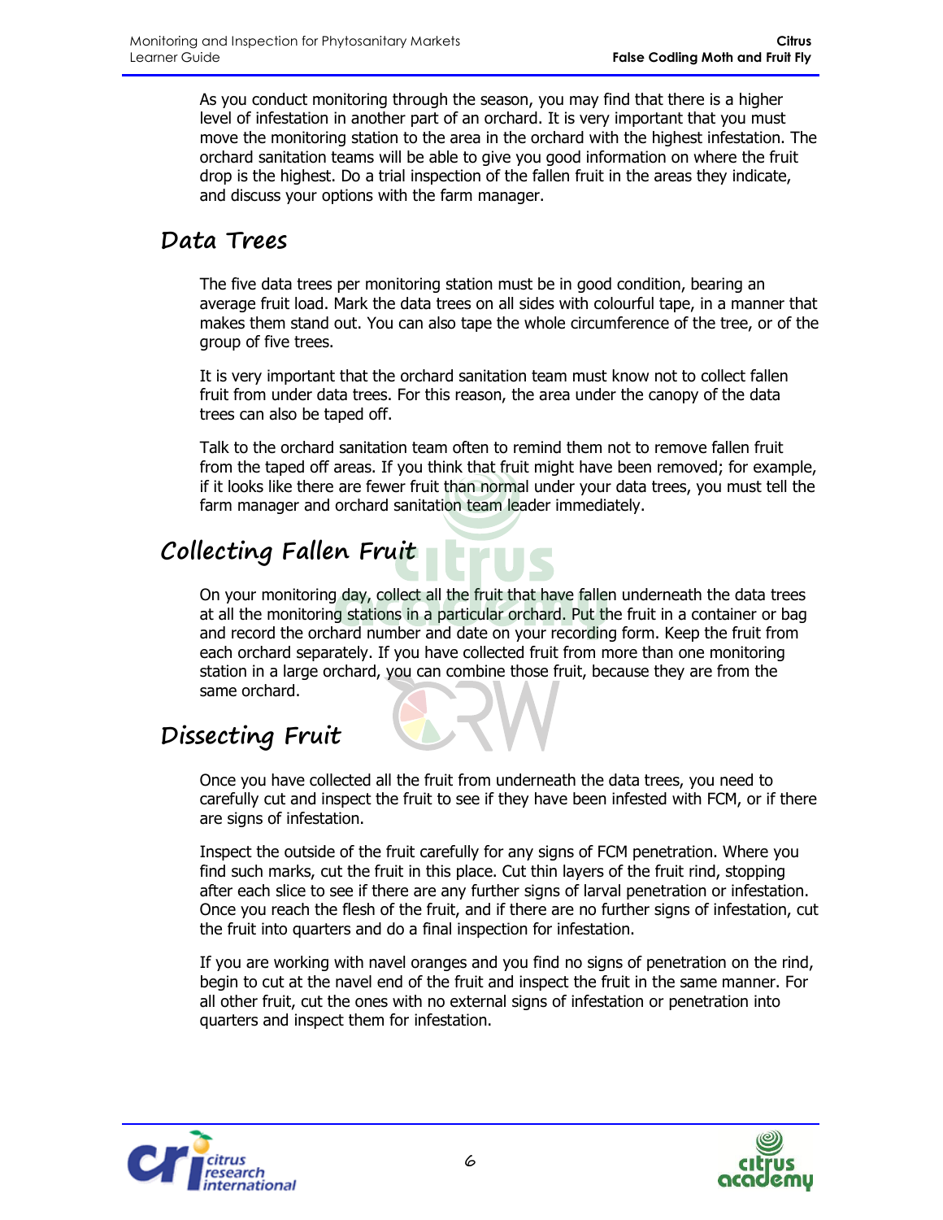As you conduct monitoring through the season, you may find that there is a higher level of infestation in another part of an orchard. It is very important that you must move the monitoring station to the area in the orchard with the highest infestation. The orchard sanitation teams will be able to give you good information on where the fruit drop is the highest. Do a trial inspection of the fallen fruit in the areas they indicate, and discuss your options with the farm manager.

## Data Trees

The five data trees per monitoring station must be in good condition, bearing an average fruit load. Mark the data trees on all sides with colourful tape, in a manner that makes them stand out. You can also tape the whole circumference of the tree, or of the group of five trees.

It is very important that the orchard sanitation team must know not to collect fallen fruit from under data trees. For this reason, the area under the canopy of the data trees can also be taped off.

Talk to the orchard sanitation team often to remind them not to remove fallen fruit from the taped off areas. If you think that fruit might have been removed; for example, if it looks like there are fewer fruit than normal under your data trees, you must tell the farm manager and orchard sanitation team leader immediately.

## Collecting Fallen Fruit

On your monitoring day, collect all the fruit that have fallen underneath the data trees at all the monitoring stations in a particular orchard. Put the fruit in a container or bag and record the orchard number and date on your recording form. Keep the fruit from each orchard separately. If you have collected fruit from more than one monitoring station in a large orchard, you can combine those fruit, because they are from the same orchard.

## Dissecting Fruit

Once you have collected all the fruit from underneath the data trees, you need to carefully cut and inspect the fruit to see if they have been infested with FCM, or if there are signs of infestation.

Inspect the outside of the fruit carefully for any signs of FCM penetration. Where you find such marks, cut the fruit in this place. Cut thin layers of the fruit rind, stopping after each slice to see if there are any further signs of larval penetration or infestation. Once you reach the flesh of the fruit, and if there are no further signs of infestation, cut the fruit into quarters and do a final inspection for infestation.

If you are working with navel oranges and you find no signs of penetration on the rind, begin to cut at the navel end of the fruit and inspect the fruit in the same manner. For all other fruit, cut the ones with no external signs of infestation or penetration into quarters and inspect them for infestation.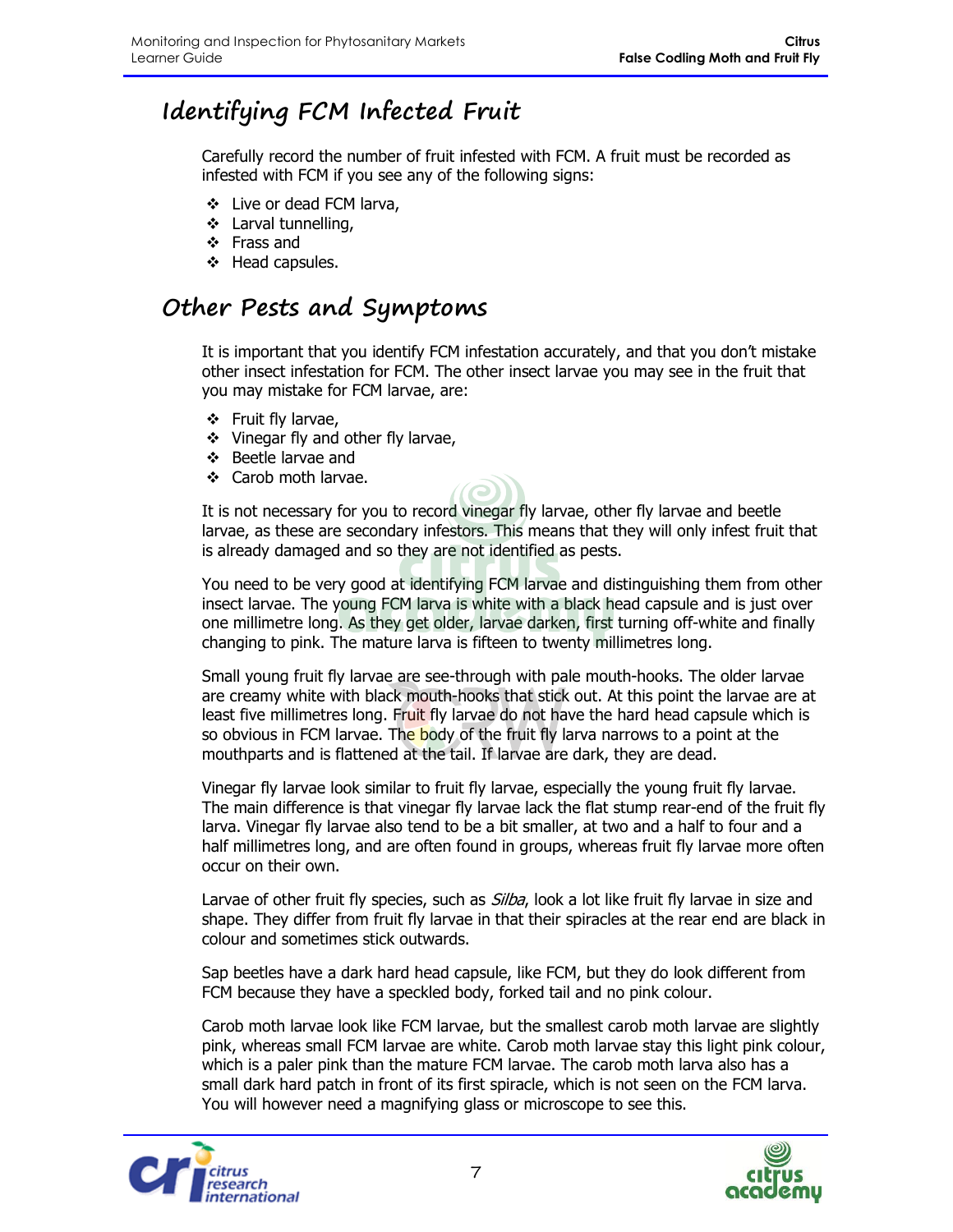## Identifying FCM Infected Fruit

Carefully record the number of fruit infested with FCM. A fruit must be recorded as infested with FCM if you see any of the following signs:

- Live or dead FCM larva,
- Larval tunnelling,
- Frass and
- Head capsules.

## Other Pests and Symptoms

It is important that you identify FCM infestation accurately, and that you don't mistake other insect infestation for FCM. The other insect larvae you may see in the fruit that you may mistake for FCM larvae, are:

- Fruit fly larvae,
- Vinegar fly and other fly larvae,
- Beetle larvae and
- Carob moth larvae.

It is not necessary for you to record vinegar fly larvae, other fly larvae and beetle larvae, as these are secondary infestors. This means that they will only infest fruit that is already damaged and so they are not identified as pests.

You need to be very good at identifying FCM larvae and distinguishing them from other insect larvae. The young FCM larva is white with a black head capsule and is just over one millimetre long. As they get older, larvae darken, first turning off-white and finally changing to pink. The mature larva is fifteen to twenty millimetres long.

Small young fruit fly larvae are see-through with pale mouth-hooks. The older larvae are creamy white with black mouth-hooks that stick out. At this point the larvae are at least five millimetres long. Fruit fly larvae do not have the hard head capsule which is so obvious in FCM larvae. The body of the fruit fly larva narrows to a point at the mouthparts and is flattened at the tail. If larvae are dark, they are dead.

Vinegar fly larvae look similar to fruit fly larvae, especially the young fruit fly larvae. The main difference is that vinegar fly larvae lack the flat stump rear-end of the fruit fly larva. Vinegar fly larvae also tend to be a bit smaller, at two and a half to four and a half millimetres long, and are often found in groups, whereas fruit fly larvae more often occur on their own.

Larvae of other fruit fly species, such as *Silba*, look a lot like fruit fly larvae in size and shape. They differ from fruit fly larvae in that their spiracles at the rear end are black in colour and sometimes stick outwards.

Sap beetles have a dark hard head capsule, like FCM, but they do look different from FCM because they have a speckled body, forked tail and no pink colour.

Carob moth larvae look like FCM larvae, but the smallest carob moth larvae are slightly pink, whereas small FCM larvae are white. Carob moth larvae stay this light pink colour, which is a paler pink than the mature FCM larvae. The carob moth larva also has a small dark hard patch in front of its first spiracle, which is not seen on the FCM larva. You will however need a magnifying glass or microscope to see this.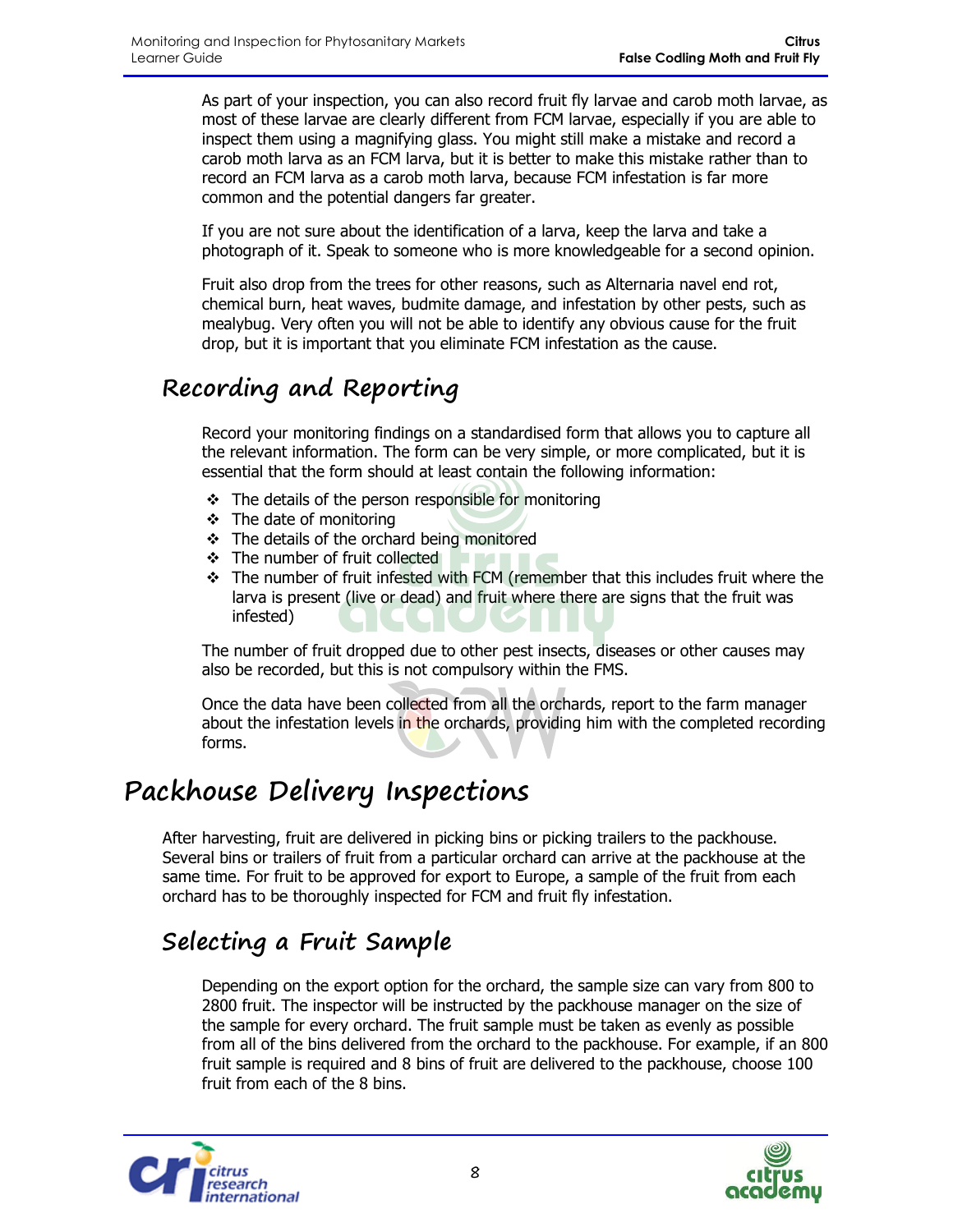As part of your inspection, you can also record fruit fly larvae and carob moth larvae, as most of these larvae are clearly different from FCM larvae, especially if you are able to inspect them using a magnifying glass. You might still make a mistake and record a carob moth larva as an FCM larva, but it is better to make this mistake rather than to record an FCM larva as a carob moth larva, because FCM infestation is far more common and the potential dangers far greater.

If you are not sure about the identification of a larva, keep the larva and take a photograph of it. Speak to someone who is more knowledgeable for a second opinion.

Fruit also drop from the trees for other reasons, such as Alternaria navel end rot, chemical burn, heat waves, budmite damage, and infestation by other pests, such as mealybug. Very often you will not be able to identify any obvious cause for the fruit drop, but it is important that you eliminate FCM infestation as the cause.

## Recording and Reporting

Record your monitoring findings on a standardised form that allows you to capture all the relevant information. The form can be very simple, or more complicated, but it is essential that the form should at least contain the following information:

- The details of the person responsible for monitoring
- The date of monitoring
- The details of the orchard being monitored
- The number of fruit collected
- The number of fruit infested with FCM (remember that this includes fruit where the larva is present (live or dead) and fruit where there are signs that the fruit was infested)

The number of fruit dropped due to other pest insects, diseases or other causes may also be recorded, but this is not compulsory within the FMS.

Once the data have been collected from all the orchards, report to the farm manager about the infestation levels in the orchards, providing him with the completed recording forms.

# Packhouse Delivery Inspections

After harvesting, fruit are delivered in picking bins or picking trailers to the packhouse. Several bins or trailers of fruit from a particular orchard can arrive at the packhouse at the same time. For fruit to be approved for export to Europe, a sample of the fruit from each orchard has to be thoroughly inspected for FCM and fruit fly infestation.

## Selecting a Fruit Sample

Depending on the export option for the orchard, the sample size can vary from 800 to 2800 fruit. The inspector will be instructed by the packhouse manager on the size of the sample for every orchard. The fruit sample must be taken as evenly as possible from all of the bins delivered from the orchard to the packhouse. For example, if an 800 fruit sample is required and 8 bins of fruit are delivered to the packhouse, choose 100 fruit from each of the 8 bins.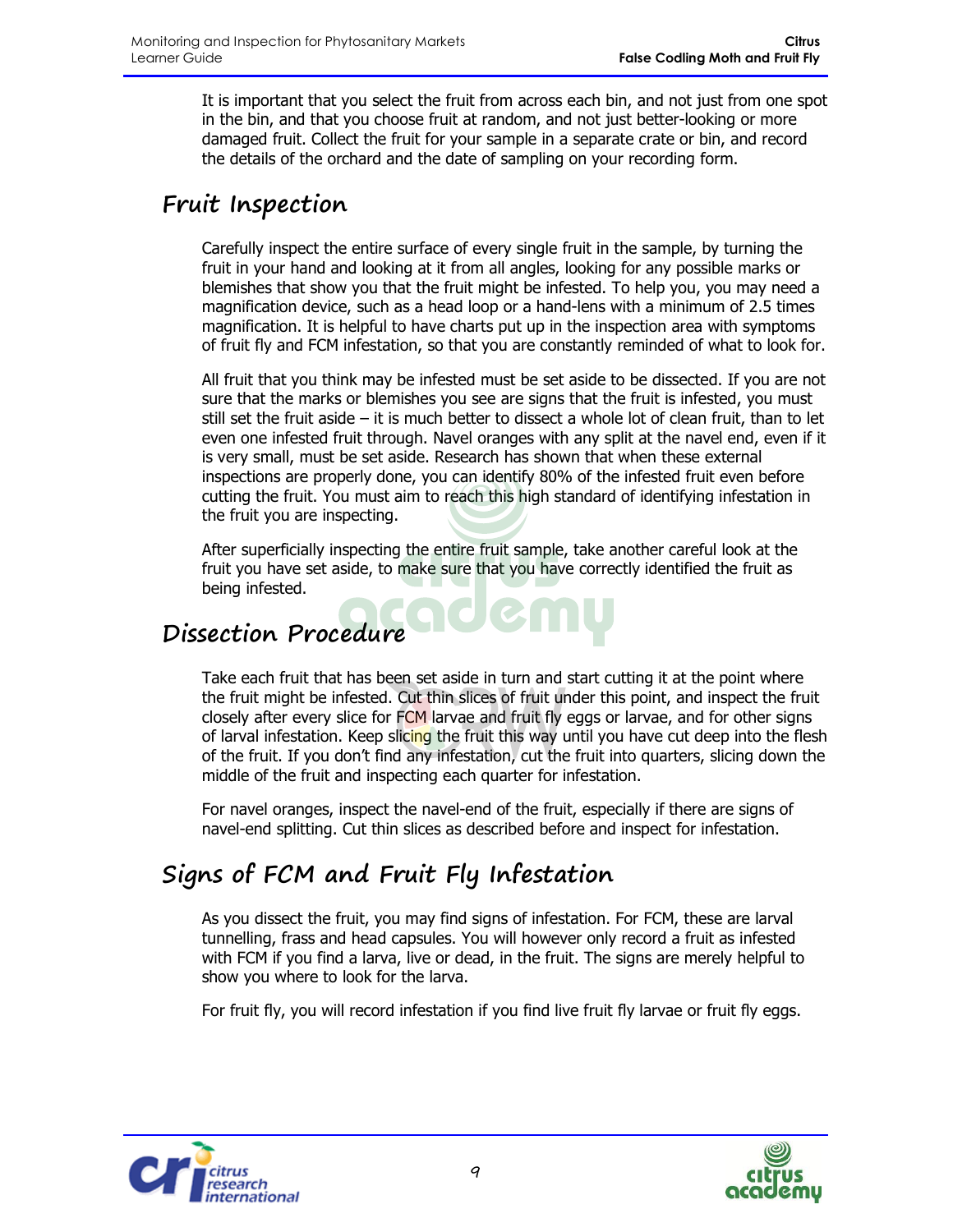It is important that you select the fruit from across each bin, and not just from one spot in the bin, and that you choose fruit at random, and not just better-looking or more damaged fruit. Collect the fruit for your sample in a separate crate or bin, and record the details of the orchard and the date of sampling on your recording form.

## Fruit Inspection

Carefully inspect the entire surface of every single fruit in the sample, by turning the fruit in your hand and looking at it from all angles, looking for any possible marks or blemishes that show you that the fruit might be infested. To help you, you may need a magnification device, such as a head loop or a hand-lens with a minimum of 2.5 times magnification. It is helpful to have charts put up in the inspection area with symptoms of fruit fly and FCM infestation, so that you are constantly reminded of what to look for.

All fruit that you think may be infested must be set aside to be dissected. If you are not sure that the marks or blemishes you see are signs that the fruit is infested, you must still set the fruit aside – it is much better to dissect a whole lot of clean fruit, than to let even one infested fruit through. Navel oranges with any split at the navel end, even if it is very small, must be set aside. Research has shown that when these external inspections are properly done, you can identify 80% of the infested fruit even before cutting the fruit. You must aim to reach this high standard of identifying infestation in the fruit you are inspecting.

After superficially inspecting the entire fruit sample, take another careful look at the fruit you have set aside, to make sure that you have correctly identified the fruit as being infested.

## Dissection Procedure

Take each fruit that has been set aside in turn and start cutting it at the point where the fruit might be infested. Cut thin slices of fruit under this point, and inspect the fruit closely after every slice for FCM larvae and fruit fly eggs or larvae, and for other signs of larval infestation. Keep slicing the fruit this way until you have cut deep into the flesh of the fruit. If you don't find any infestation, cut the fruit into quarters, slicing down the middle of the fruit and inspecting each quarter for infestation.

For navel oranges, inspect the navel-end of the fruit, especially if there are signs of navel-end splitting. Cut thin slices as described before and inspect for infestation.

## Signs of FCM and Fruit Fly Infestation

As you dissect the fruit, you may find signs of infestation. For FCM, these are larval tunnelling, frass and head capsules. You will however only record a fruit as infested with FCM if you find a larva, live or dead, in the fruit. The signs are merely helpful to show you where to look for the larva.

For fruit fly, you will record infestation if you find live fruit fly larvae or fruit fly eggs.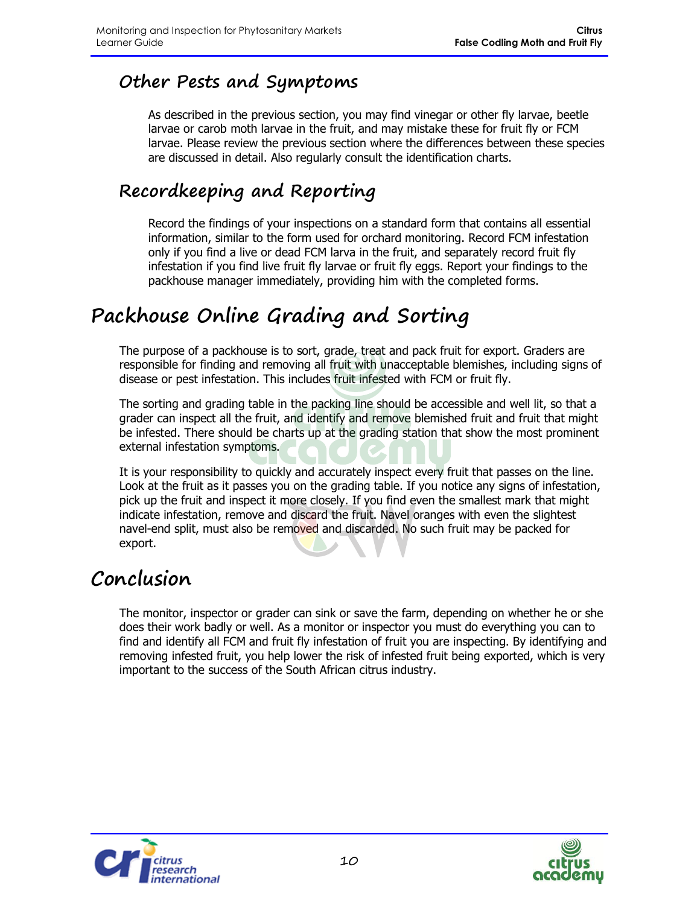## Other Pests and Symptoms

As described in the previous section, you may find vinegar or other fly larvae, beetle larvae or carob moth larvae in the fruit, and may mistake these for fruit fly or FCM larvae. Please review the previous section where the differences between these species are discussed in detail. Also regularly consult the identification charts.

## Recordkeeping and Reporting

Record the findings of your inspections on a standard form that contains all essential information, similar to the form used for orchard monitoring. Record FCM infestation only if you find a live or dead FCM larva in the fruit, and separately record fruit fly infestation if you find live fruit fly larvae or fruit fly eggs. Report your findings to the packhouse manager immediately, providing him with the completed forms.

# Packhouse Online Grading and Sorting

The purpose of a packhouse is to sort, grade, treat and pack fruit for export. Graders are responsible for finding and removing all fruit with unacceptable blemishes, including signs of disease or pest infestation. This includes fruit infested with FCM or fruit fly.

The sorting and grading table in the packing line should be accessible and well lit, so that a grader can inspect all the fruit, and identify and remove blemished fruit and fruit that might be infested. There should be charts up at the grading station that show the most prominent external infestation symptoms.

It is your responsibility to quickly and accurately inspect every fruit that passes on the line. Look at the fruit as it passes you on the grading table. If you notice any signs of infestation, pick up the fruit and inspect it more closely. If you find even the smallest mark that might indicate infestation, remove and discard the fruit. Navel oranges with even the slightest navel-end split, must also be removed and discarded. No such fruit may be packed for export.

# Conclusion

The monitor, inspector or grader can sink or save the farm, depending on whether he or she does their work badly or well. As a monitor or inspector you must do everything you can to find and identify all FCM and fruit fly infestation of fruit you are inspecting. By identifying and removing infested fruit, you help lower the risk of infested fruit being exported, which is very important to the success of the South African citrus industry.